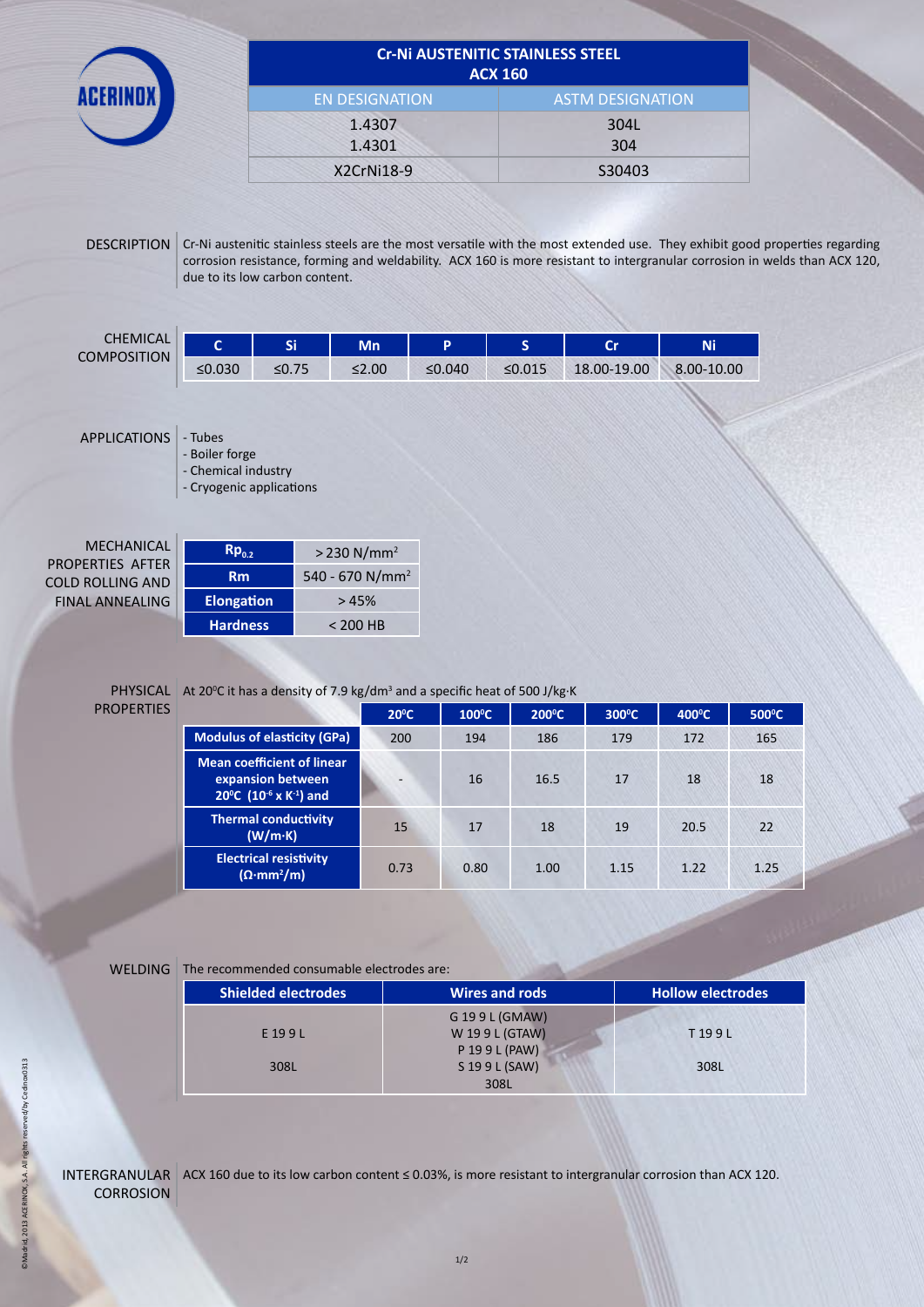ACERINOX

# Cr-Ni AUSTENITIC STAINLESS STEEL ACX 160

| EN DESIGNATION | ASTM DESIGNATION |
|---|---|
| 1.4307<br>1.4301 | 304L<br>304 |
| X2CrNi18-9 | S30403 |

## DESCRIPTION

Cr-Ni austenitic stainless steels are the most versatile with the most extended use. They exhibit good properties regarding corrosion resistance, forming and weldability. ACX 160 is more resistant to intergranular corrosion in welds than ACX 120, due to its low carbon content.

## CHEMICAL COMPOSITION

| C | Si | Mn | P | S | Cr | Ni |
|---|---|---|---|---|---|---|
| ≤0.030 | ≤0.75 | ≤2.00 | ≤0.040 | ≤0.015 | 18.00-19.00 | 8.00-10.00 |

## APPLICATIONS

- Tubes
- Boiler forge
- Chemical industry
- Cryogenic applications

## MECHANICAL PROPERTIES AFTER COLD ROLLING AND FINAL ANNEALING

| Property | Value |
|---|---|
| $Rp_{0.2}$ | > 230 N/mm$^2$ |
| Rm | 540 - 670 N/mm$^2$ |
| Elongation | > 45% |
| Hardness | < 200 HB |

## PHYSICAL PROPERTIES

At 20ºC it has a density of 7.9 kg/dm$^3$ and a specific heat of 500 J/kg·K

| | 20ºC | 100ºC | 200ºC | 300ºC | 400ºC | 500ºC |
|---|---|---|---|---|---|---|
| Modulus of elasticity (GPa) | 200 | 194 | 186 | 179 | 172 | 165 |
| Mean coefficient of linear expansion between 20ºC ($10^{-6}$ x $K^{-1}$) and | - | 16 | 16.5 | 17 | 18 | 18 |
| Thermal conductivity (W/m·K) | 15 | 17 | 18 | 19 | 20.5 | 22 |
| Electrical resistivity (Ω·mm$^2$/m) | 0.73 | 0.80 | 1.00 | 1.15 | 1.22 | 1.25 |

## WELDING

The recommended consumable electrodes are:

| Shielded electrodes | Wires and rods | Hollow electrodes |
|---|---|---|
| E 19 9 L<br>308L | G 19 9 L (GMAW)<br>W 19 9 L (GTAW)<br>P 19 9 L (PAW)<br>S 19 9 L (SAW)<br>308L | T 19 9 L<br>308L |

## INTERGRANULAR CORROSION

ACX 160 due to its low carbon content ≤ 0.03%, is more resistant to intergranular corrosion than ACX 120.

©Madrid, 2013 ACERINOX, S.A. All rights reserved/by Cedinox0313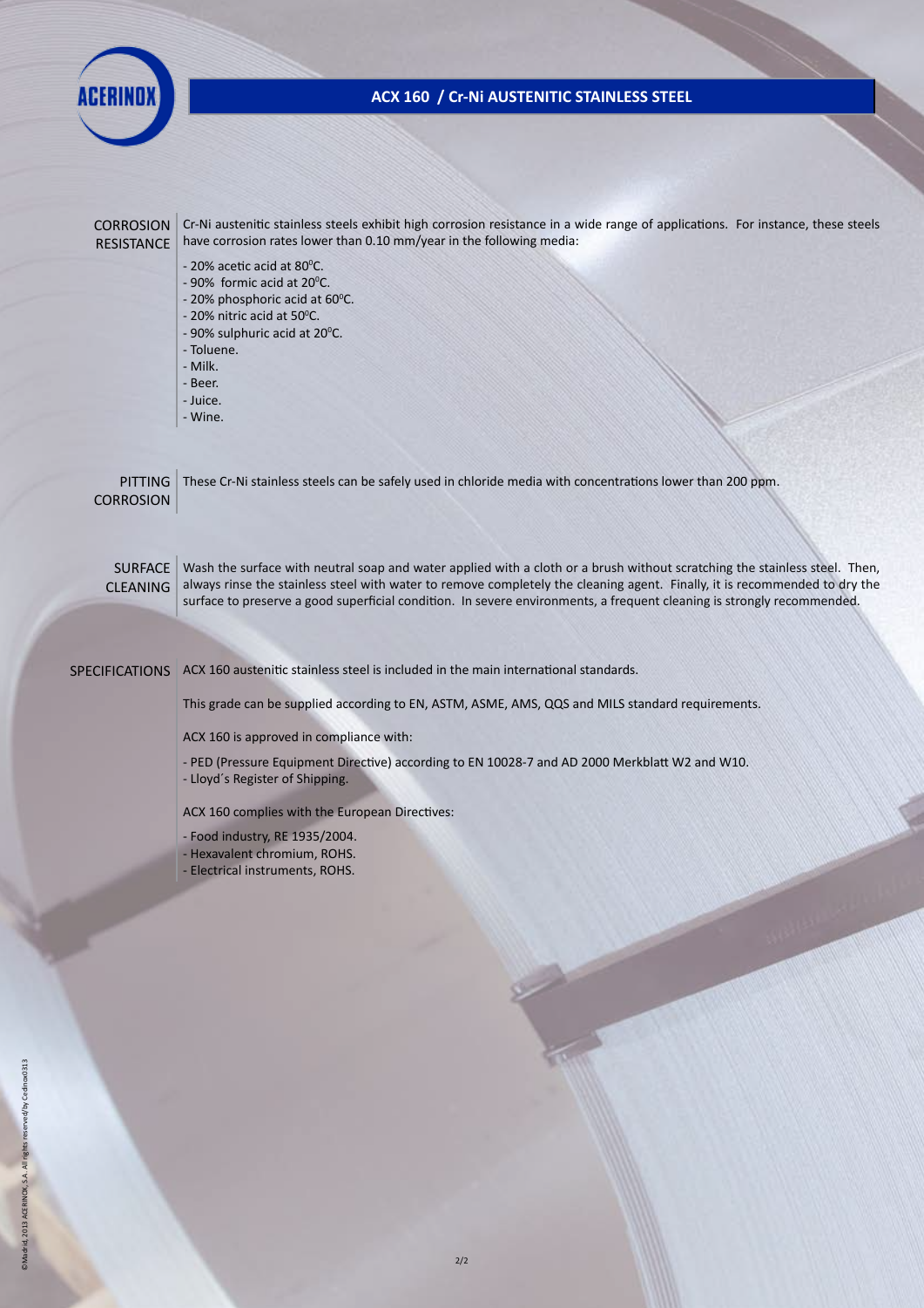# ACX 160 / Cr-Ni AUSTENITIC STAINLESS STEEL

## CORROSION RESISTANCE

Cr-Ni austenitic stainless steels exhibit high corrosion resistance in a wide range of applications. For instance, these steels have corrosion rates lower than 0.10 mm/year in the following media:

- 20% acetic acid at 80ºC.
- 90% formic acid at 20ºC.
- 20% phosphoric acid at 60ºC.
- 20% nitric acid at 50ºC.
- 90% sulphuric acid at 20ºC.
- Toluene.
- Milk.
- Beer.
- Juice.
- Wine.

## PITTING CORROSION

These Cr-Ni stainless steels can be safely used in chloride media with concentrations lower than 200 ppm.

## SURFACE CLEANING

Wash the surface with neutral soap and water applied with a cloth or a brush without scratching the stainless steel. Then, always rinse the stainless steel with water to remove completely the cleaning agent. Finally, it is recommended to dry the surface to preserve a good superficial condition. In severe environments, a frequent cleaning is strongly recommended.

## SPECIFICATIONS

ACX 160 austenitic stainless steel is included in the main international standards.

This grade can be supplied according to EN, ASTM, ASME, AMS, QQS and MILS standard requirements.

ACX 160 is approved in compliance with:

- PED (Pressure Equipment Directive) according to EN 10028-7 and AD 2000 Merkblatt W2 and W10.
- Lloyd´s Register of Shipping.

ACX 160 complies with the European Directives:

- Food industry, RE 1935/2004.
- Hexavalent chromium, ROHS.
- Electrical instruments, ROHS.

©Madrid, 2013 ACERINOX, S.A. All rights reserved/by Cedinox0313